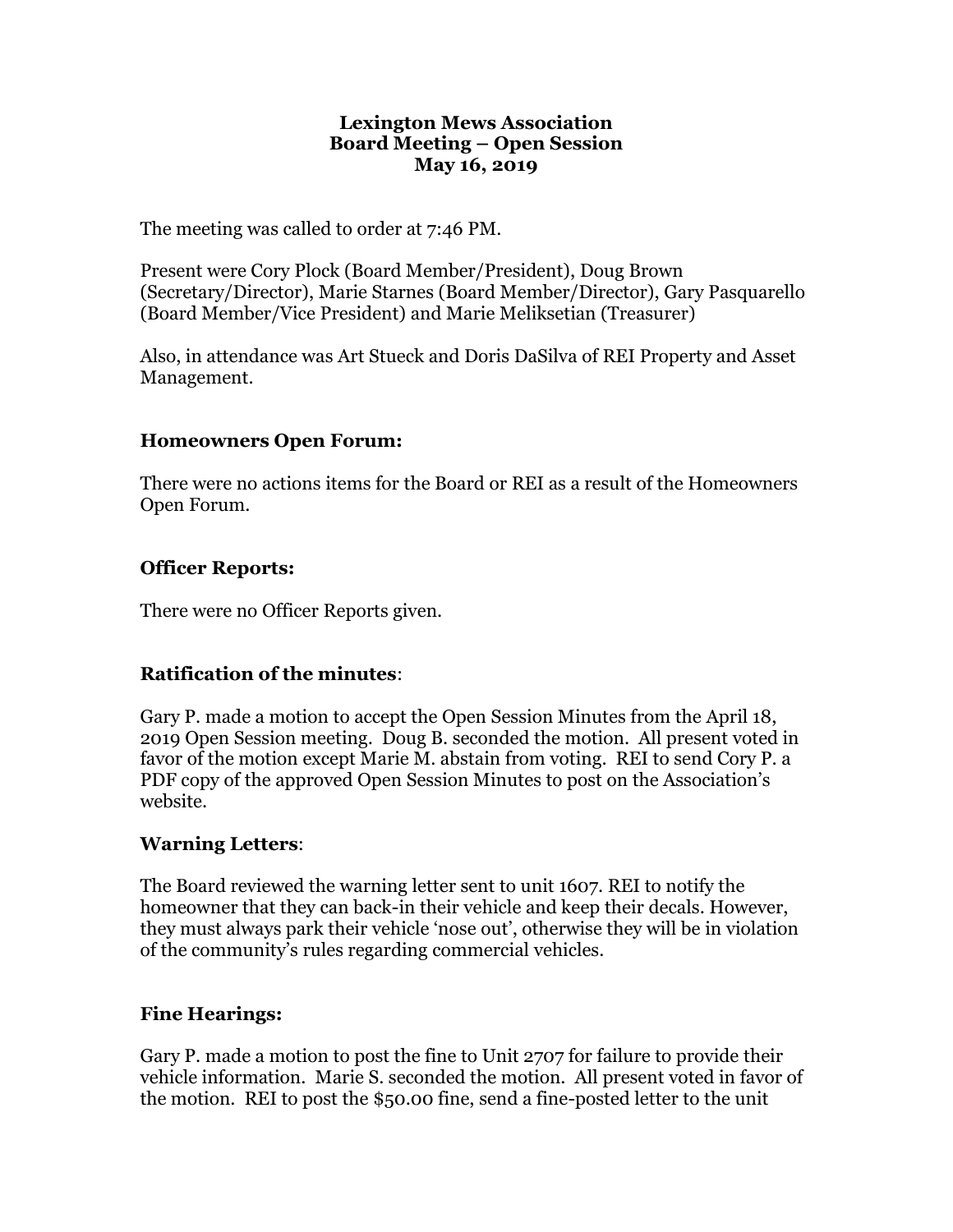**Lexington Mews Association**
**Board Meeting – Open Session**
**May 16, 2019**

The meeting was called to order at 7:46 PM.

Present were Cory Plock (Board Member/President), Doug Brown (Secretary/Director), Marie Starnes (Board Member/Director), Gary Pasquarello (Board Member/Vice President) and Marie Meliksetian (Treasurer)

Also, in attendance was Art Stueck and Doris DaSilva of REI Property and Asset Management.

## Homeowners Open Forum:

There were no actions items for the Board or REI as a result of the Homeowners Open Forum.

## Officer Reports:

There were no Officer Reports given.

## Ratification of the minutes:

Gary P. made a motion to accept the Open Session Minutes from the April 18, 2019 Open Session meeting. Doug B. seconded the motion. All present voted in favor of the motion except Marie M. abstain from voting. REI to send Cory P. a PDF copy of the approved Open Session Minutes to post on the Association's website.

## Warning Letters:

The Board reviewed the warning letter sent to unit 1607. REI to notify the homeowner that they can back-in their vehicle and keep their decals. However, they must always park their vehicle 'nose out', otherwise they will be in violation of the community's rules regarding commercial vehicles.

## Fine Hearings:

Gary P. made a motion to post the fine to Unit 2707 for failure to provide their vehicle information. Marie S. seconded the motion. All present voted in favor of the motion. REI to post the $50.00 fine, send a fine-posted letter to the unit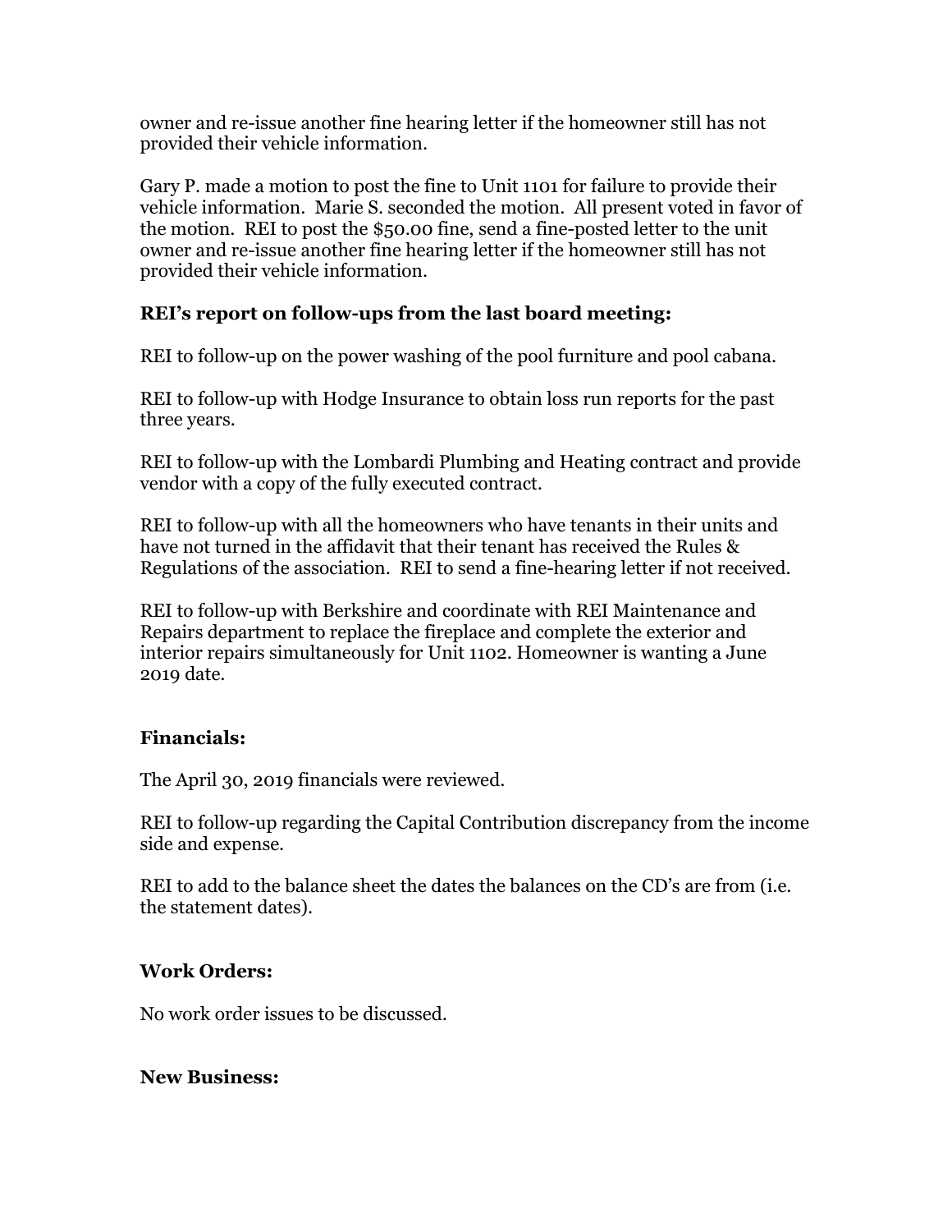owner and re-issue another fine hearing letter if the homeowner still has not provided their vehicle information.

Gary P. made a motion to post the fine to Unit 1101 for failure to provide their vehicle information. Marie S. seconded the motion. All present voted in favor of the motion. REI to post the $50.00 fine, send a fine-posted letter to the unit owner and re-issue another fine hearing letter if the homeowner still has not provided their vehicle information.

**REI's report on follow-ups from the last board meeting:**

REI to follow-up on the power washing of the pool furniture and pool cabana.

REI to follow-up with Hodge Insurance to obtain loss run reports for the past three years.

REI to follow-up with the Lombardi Plumbing and Heating contract and provide vendor with a copy of the fully executed contract.

REI to follow-up with all the homeowners who have tenants in their units and have not turned in the affidavit that their tenant has received the Rules & Regulations of the association. REI to send a fine-hearing letter if not received.

REI to follow-up with Berkshire and coordinate with REI Maintenance and Repairs department to replace the fireplace and complete the exterior and interior repairs simultaneously for Unit 1102. Homeowner is wanting a June 2019 date.

**Financials:**

The April 30, 2019 financials were reviewed.

REI to follow-up regarding the Capital Contribution discrepancy from the income side and expense.

REI to add to the balance sheet the dates the balances on the CD's are from (i.e. the statement dates).

**Work Orders:**

No work order issues to be discussed.

**New Business:**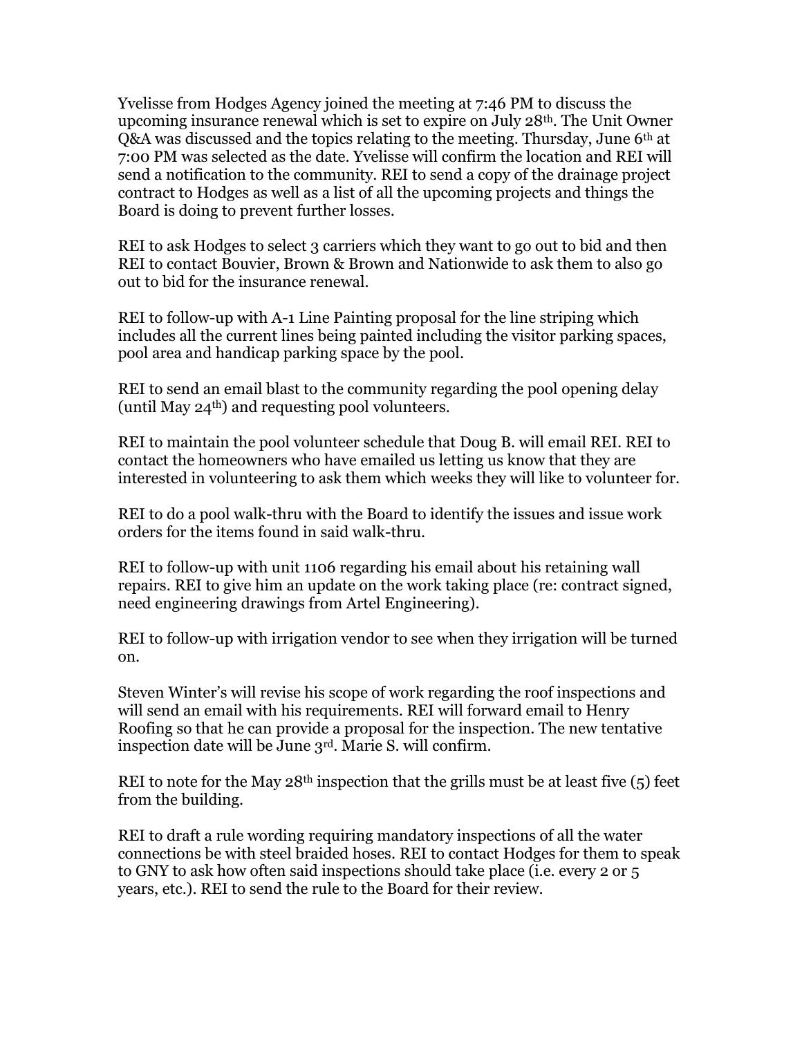Yvelisse from Hodges Agency joined the meeting at 7:46 PM to discuss the upcoming insurance renewal which is set to expire on July 28th. The Unit Owner Q&A was discussed and the topics relating to the meeting. Thursday, June 6th at 7:00 PM was selected as the date. Yvelisse will confirm the location and REI will send a notification to the community. REI to send a copy of the drainage project contract to Hodges as well as a list of all the upcoming projects and things the Board is doing to prevent further losses.

REI to ask Hodges to select 3 carriers which they want to go out to bid and then REI to contact Bouvier, Brown & Brown and Nationwide to ask them to also go out to bid for the insurance renewal.

REI to follow-up with A-1 Line Painting proposal for the line striping which includes all the current lines being painted including the visitor parking spaces, pool area and handicap parking space by the pool.

REI to send an email blast to the community regarding the pool opening delay (until May 24th) and requesting pool volunteers.

REI to maintain the pool volunteer schedule that Doug B. will email REI. REI to contact the homeowners who have emailed us letting us know that they are interested in volunteering to ask them which weeks they will like to volunteer for.

REI to do a pool walk-thru with the Board to identify the issues and issue work orders for the items found in said walk-thru.

REI to follow-up with unit 1106 regarding his email about his retaining wall repairs. REI to give him an update on the work taking place (re: contract signed, need engineering drawings from Artel Engineering).

REI to follow-up with irrigation vendor to see when they irrigation will be turned on.

Steven Winter's will revise his scope of work regarding the roof inspections and will send an email with his requirements. REI will forward email to Henry Roofing so that he can provide a proposal for the inspection. The new tentative inspection date will be June 3rd. Marie S. will confirm.

REI to note for the May 28th inspection that the grills must be at least five (5) feet from the building.

REI to draft a rule wording requiring mandatory inspections of all the water connections be with steel braided hoses. REI to contact Hodges for them to speak to GNY to ask how often said inspections should take place (i.e. every 2 or 5 years, etc.). REI to send the rule to the Board for their review.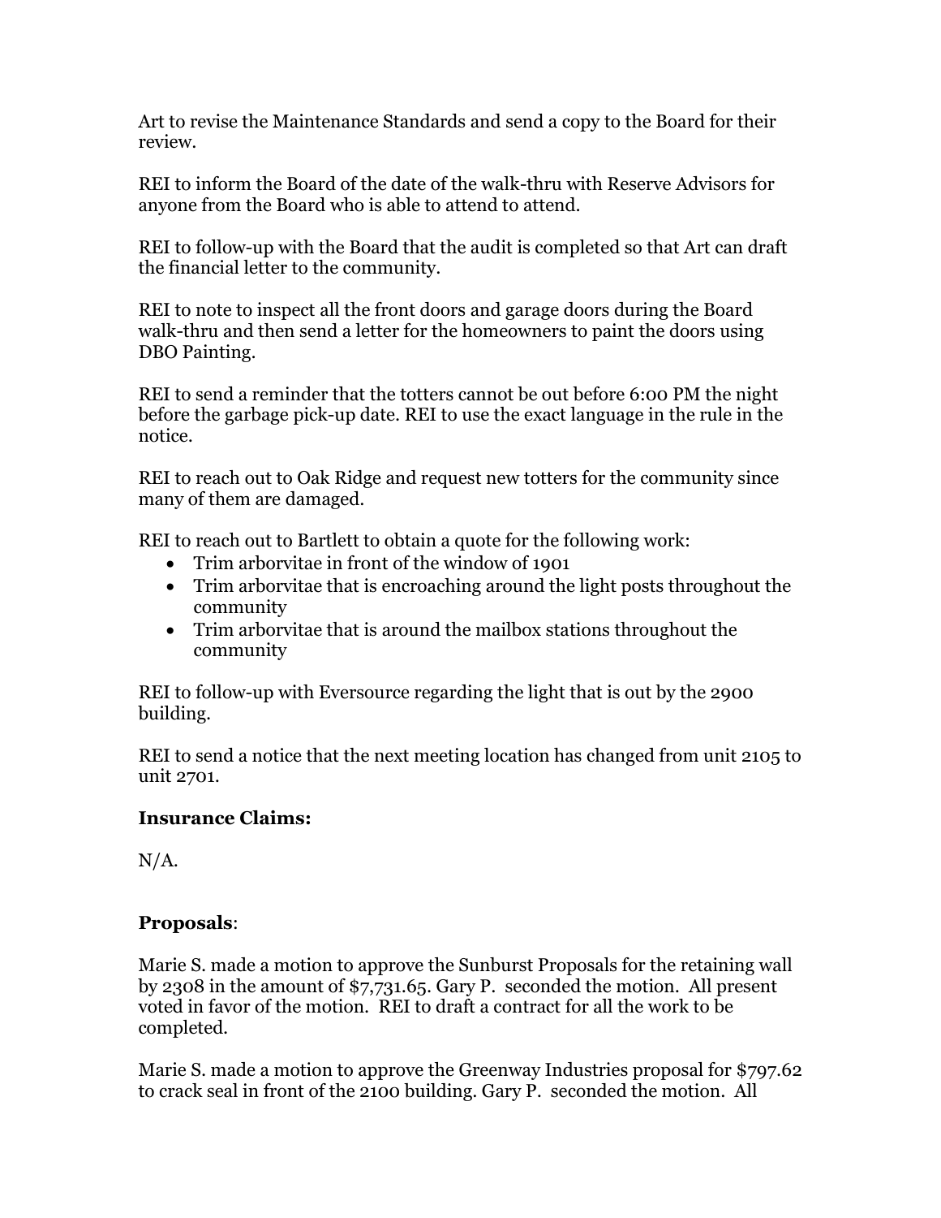Art to revise the Maintenance Standards and send a copy to the Board for their review.

REI to inform the Board of the date of the walk-thru with Reserve Advisors for anyone from the Board who is able to attend to attend.

REI to follow-up with the Board that the audit is completed so that Art can draft the financial letter to the community.

REI to note to inspect all the front doors and garage doors during the Board walk-thru and then send a letter for the homeowners to paint the doors using DBO Painting.

REI to send a reminder that the totters cannot be out before 6:00 PM the night before the garbage pick-up date. REI to use the exact language in the rule in the notice.

REI to reach out to Oak Ridge and request new totters for the community since many of them are damaged.

REI to reach out to Bartlett to obtain a quote for the following work:

- Trim arborvitae in front of the window of 1901
- Trim arborvitae that is encroaching around the light posts throughout the community
- Trim arborvitae that is around the mailbox stations throughout the community

REI to follow-up with Eversource regarding the light that is out by the 2900 building.

REI to send a notice that the next meeting location has changed from unit 2105 to unit 2701.

### Insurance Claims:

N/A.

### Proposals:

Marie S. made a motion to approve the Sunburst Proposals for the retaining wall by 2308 in the amount of $7,731.65. Gary P. seconded the motion. All present voted in favor of the motion. REI to draft a contract for all the work to be completed.

Marie S. made a motion to approve the Greenway Industries proposal for $797.62 to crack seal in front of the 2100 building. Gary P. seconded the motion. All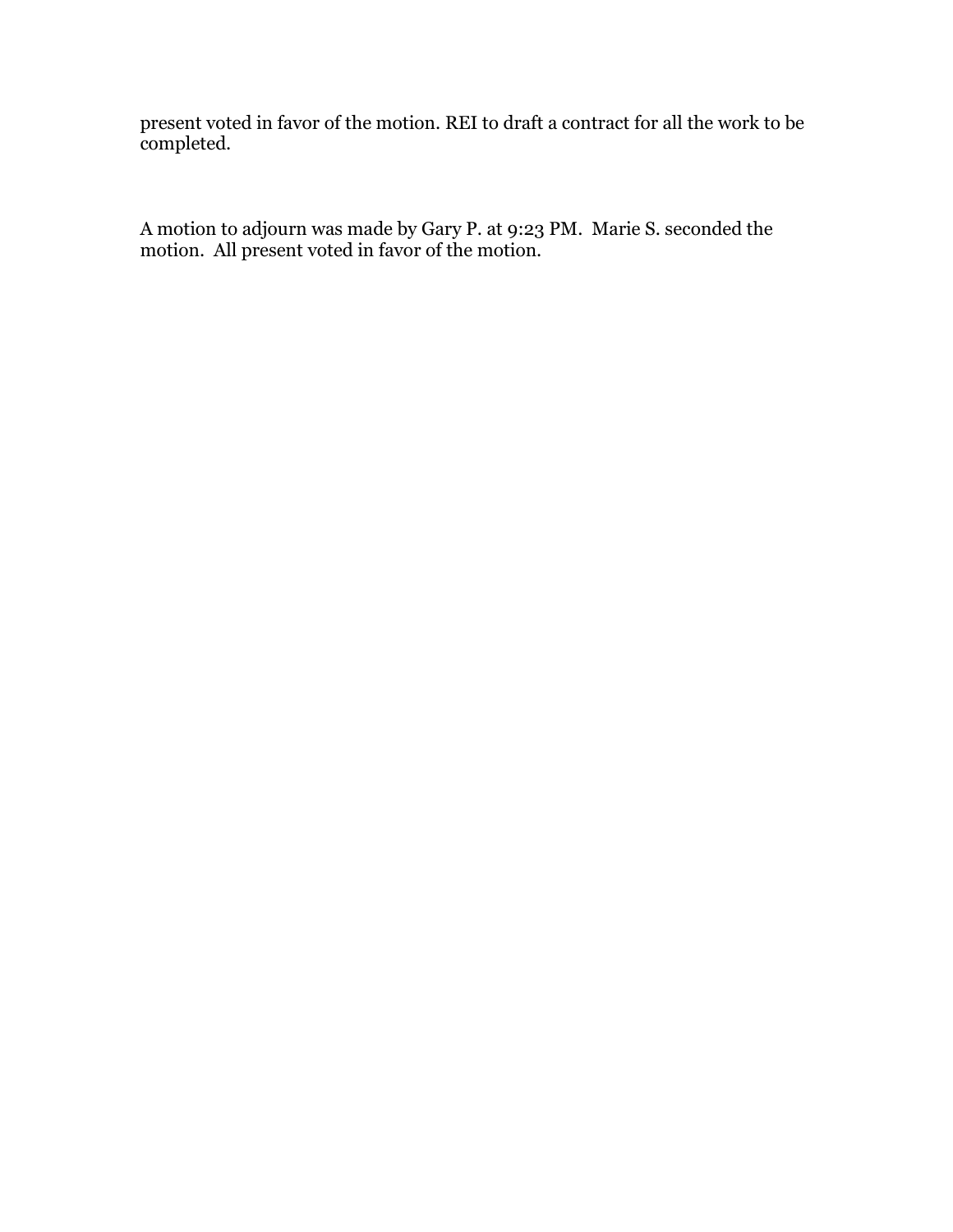present voted in favor of the motion. REI to draft a contract for all the work to be completed.

A motion to adjourn was made by Gary P. at 9:23 PM. Marie S. seconded the motion. All present voted in favor of the motion.